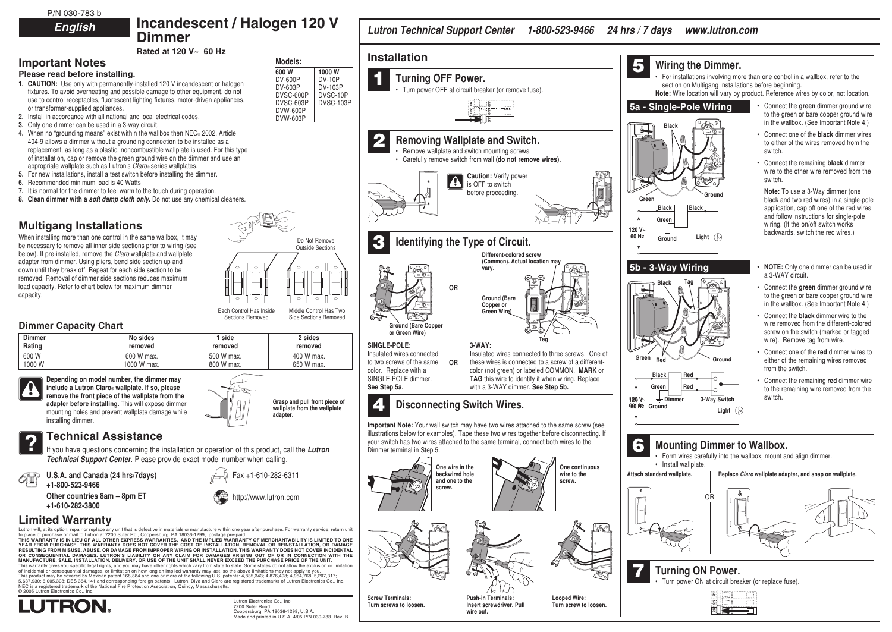P/N 030-783 b

**English**

# Incandescent / Halogen 120 V Dimmer

**Rated at 120 V~ 60 Hz**

**Models:**

| 600 W | 1000 W |
|---|---|
| DV-600P | DV-10P |
| DV-603P | DV-103P |
| DVSC-600P | DVSC-10P |
| DVSC-603P | DVSC-103P |
| DVW-600P | |
| DVW-603P | |

## Important Notes

**Please read before installing.**

1. **CAUTION:** Use only with permanently-installed 120 V incandescent or halogen fixtures. To avoid overheating and possible damage to other equipment, do not use to control receptacles, fluorescent lighting fixtures, motor-driven appliances, or transformer-supplied appliances.
2. Install in accordance with all national and local electrical codes.
3. Only one dimmer can be used in a 3-way circuit.
4. When no "grounding means" exist within the wallbox then NEC® 2002, Article 404-9 allows a dimmer without a grounding connection to be installed as a replacement, as long as a plastic, noncombustible wallplate is used. For this type of installation, cap or remove the green ground wire on the dimmer and use an appropriate wallplate such as Lutron's *Claro*® series wallplates.
5. For new installations, install a test switch before installing the dimmer.
6. Recommended minimum load is 40 Watts
7. It is normal for the dimmer to feel warm to the touch during operation.
8. **Clean dimmer with a *soft damp cloth only.*** Do not use any chemical cleaners.

## Multigang Installations

When installing more than one control in the same wallbox, it may be necessary to remove all inner side sections prior to wiring (see below). If pre-installed, remove the *Claro* wallplate and wallplate adapter from dimmer. Using pliers, bend side section up and down until they break off. Repeat for each side section to be removed. Removal of dimmer side sections reduces maximum load capacity. Refer to chart below for maximum dimmer capacity.

Do Not Remove Outside Sections

Each Control Has Inside Sections Removed

Middle Control Has Two Side Sections Removed

### Dimmer Capacity Chart

| Dimmer Rating | No sides removed | 1 side removed | 2 sides removed |
|---|---|---|---|
| 600 W | 600 W max. | 500 W max. | 400 W max. |
| 1000 W | 1000 W max. | 800 W max. | 650 W max. |

**Depending on model number, the dimmer may include a Lutron Claro® wallplate. If so, please remove the front piece of the wallplate from the adapter before installing.** This will expose dimmer mounting holes and prevent wallplate damage while installing dimmer.

**Grasp and pull front piece of wallplate from the wallplate adapter.**

## Technical Assistance

If you have questions concerning the installation or operation of this product, call the ***Lutron Technical Support Center***. Please provide exact model number when calling.

**U.S.A. and Canada (24 hrs/7days)**
**+1-800-523-9466**

**Other countries 8am – 8pm ET**
**+1-610-282-3800**

Fax +1-610-282-6311

http://www.lutron.com

## Limited Warranty

Lutron will, at its option, repair or replace any unit that is defective in materials or manufacture within one year after purchase. For warranty service, return unit to place of purchase or mail to Lutron at 7200 Suter Rd., Coopersburg, PA 18036-1299, postage pre-paid.
**THIS WARRANTY IS IN LIEU OF ALL OTHER EXPRESS WARRANTIES, AND THE IMPLIED WARRANTY OF MERCHANTABILITY IS LIMITED TO ONE YEAR FROM PURCHASE. THIS WARRANTY DOES NOT COVER THE COST OF INSTALLATION, REMOVAL OR REINSTALLATION, OR DAMAGE RESULTING FROM MISUSE, ABUSE, OR DAMAGE FROM IMPROPER WIRING OR INSTALLATION. THIS WARRANTY DOES NOT COVER INCIDENTAL OR CONSEQUENTIAL DAMAGES. LUTRON'S LIABILITY ON ANY CLAIM FOR DAMAGES ARISING OUT OF OR IN CONNECTION WITH THE MANUFACTURE, SALE, INSTALLATION, DELIVERY, OR USE OF THE UNIT SHALL NEVER EXCEED THE PURCHASE PRICE OF THE UNIT.**
This warranty gives you specific legal rights, and you may have other rights which vary from state to state. Some states do not allow the exclusion or limitation of incidental or consequential damages, or limitation on how long an implied warranty may last, so the above limitations may not apply to you.
This product may be covered by Mexican patent 168,884 and one or more of the following U.S. patents: 4,835,343; 4,876,498; 4,954,768; 5,207,317; 5,637,930; 6,005,308; DES 364,141 and corresponding foreign patents. Lutron, Diva and Claro are registered trademarks of Lutron Electronics Co., Inc. NEC is a registered trademark of the National Fire Protection Association, Quincy, Massachusetts.
© 2005 Lutron Electronics Co., Inc.

LUTRON

Lutron Electronics Co., Inc.
7200 Suter Road
Coopersburg, PA 18036-1299, U.S.A.
Made and printed in U.S.A. 4/05 P/N 030-783 Rev. B

*Lutron Technical Support Center* ***1-800-523-9466*** ***24 hrs / 7 days*** ***www.lutron.com***

## Installation

### 1 Turning OFF Power.

- Turn power OFF at circuit breaker (or remove fuse).

### 2 Removing Wallplate and Switch.

- Remove wallplate and switch mounting screws.
- Carefully remove switch from wall **(do not remove wires).**

**Caution:** Verify power is OFF to switch before proceeding.

### 3 Identifying the Type of Circuit.

Ground (Bare Copper or Green Wire)

Different-colored screw (Common). Actual location may vary.

Ground (Bare Copper or Green Wire)

Tag

**SINGLE-POLE:**
Insulated wires connected to two screws of the same color. Replace with a SINGLE-POLE dimmer. **See Step 5a.**

**OR**

**3-WAY:**
Insulated wires connected to three screws. One of these wires is connected to a screw of a different-color (not green) or labeled COMMON. **MARK** or **TAG** this wire to identify it when wiring. Replace with a 3-WAY dimmer. **See Step 5b.**

### 4 Disconnecting Switch Wires.

**Important Note:** Your wall switch may have two wires attached to the same screw (see illustrations below for examples). Tape these two wires together before disconnecting. If your switch has two wires attached to the same terminal, connect both wires to the Dimmer terminal in Step 5.

**One wire in the backwired hole and one to the screw.**

**One continuous wire to the screw.**

**Screw Terminals:** Turn screws to loosen.

**Push-in Terminals:** Insert screwdriver. Pull wire out.

**Looped Wire:** Turn screw to loosen.

### 5 Wiring the Dimmer.

- For installations involving more than one control in a wallbox, refer to the section on Multigang Installations before beginning.

**Note:** Wire location will vary by product. Reference wires by color, not location.

#### 5a - Single-Pole Wiring

- Connect the **green** dimmer ground wire to the green or bare copper ground wire in the wallbox. (See Important Note 4.)
- Connect one of the **black** dimmer wires to either of the wires removed from the switch.
- Connect the remaining **black** dimmer wire to the other wire removed from the switch.

**Note:** To use a 3-Way dimmer (one black and two red wires) in a single-pole application, cap off one of the red wires and follow instructions for single-pole wiring. (If the on/off switch works backwards, switch the red wires.)

#### 5b - 3-Way Wiring

- **NOTE:** Only one dimmer can be used in a 3-WAY circuit.
- Connect the **green** dimmer ground wire to the green or bare copper ground wire in the wallbox. (See Important Note 4.)
- Connect the **black** dimmer wire to the wire removed from the different-colored screw on the switch (marked or tagged wire). Remove tag from wire.
- Connect one of the **red** dimmer wires to either of the remaining wires removed from the switch.
- Connect the remaining **red** dimmer wire to the remaining wire removed from the switch.

### 6 Mounting Dimmer to Wallbox.

- Form wires carefully into the wallbox, mount and align dimmer.
- Install wallplate.

**Attach standard wallplate.**

OR

**Replace *Claro* wallplate adapter, and snap on wallplate.**

### 7 Turning ON Power.

- Turn power ON at circuit breaker (or replace fuse).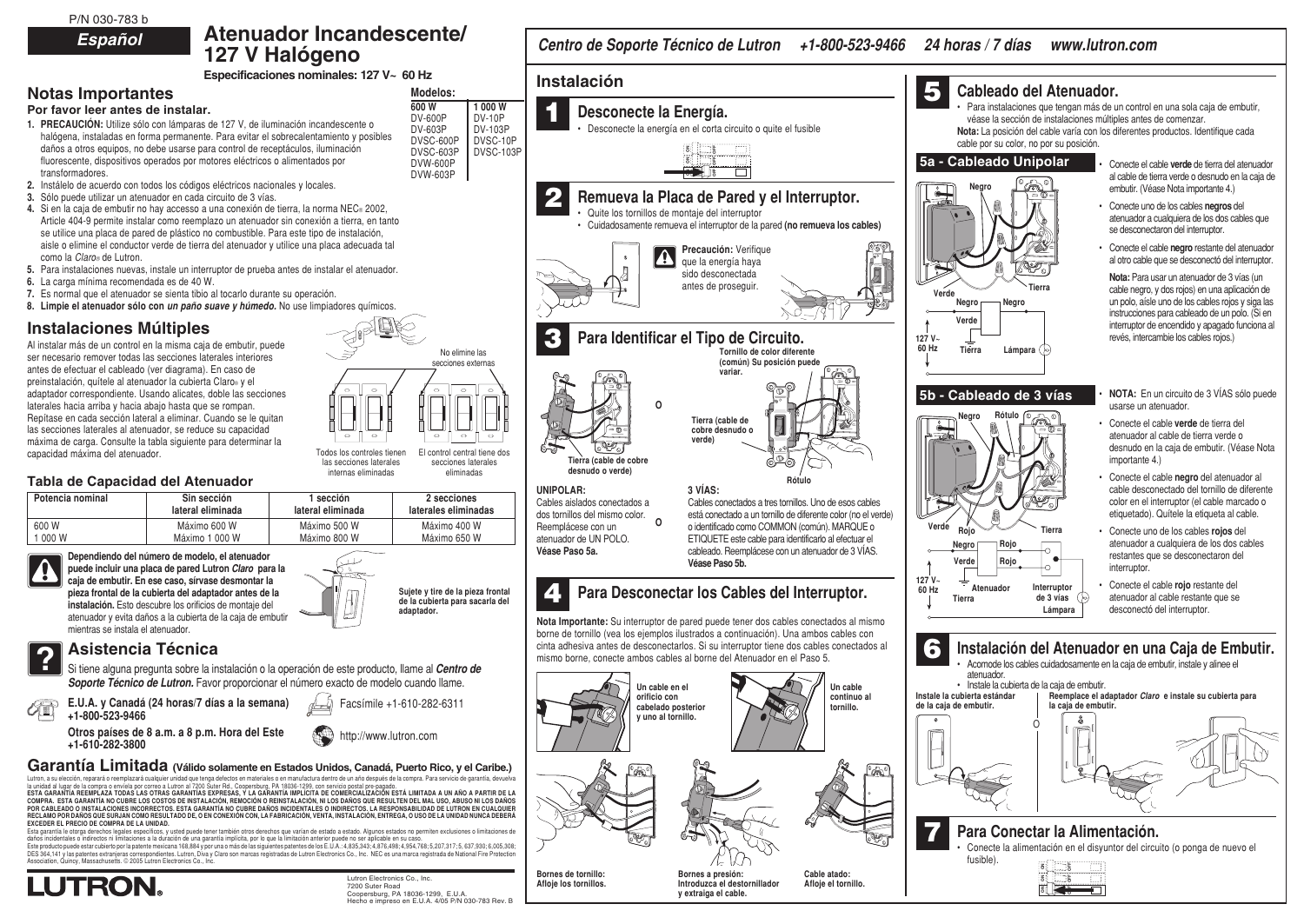P/N 030-783 b

**Español**

# Atenuador Incandescente/ 127 V Halógeno

**Especificaciones nominales: 127 V~ 60 Hz**

| Modelos: | |
|---|---|
| 600 W | 1 000 W |
| DV-600P | DV-10P |
| DV-603P | DV-103P |
| DVSC-600P | DVSC-10P |
| DVSC-603P | DVSC-103P |
| DVW-600P | |
| DVW-603P | |

## Notas Importantes

**Por favor leer antes de instalar.**

1. **PRECAUCIÓN:** Utilice sólo con lámparas de 127 V, de iluminación incandescente o halógena, instaladas en forma permanente. Para evitar el sobrecalentamiento y posibles daños a otros equipos, no debe usarse para control de receptáculos, iluminación fluorescente, dispositivos operados por motores eléctricos o alimentados por transformadores.
2. Instálelo de acuerdo con todos los códigos eléctricos nacionales y locales.
3. Sólo puede utilizar un atenuador en cada circuito de 3 vías.
4. Si en la caja de embutir no hay accesso a una conexión de tierra, la norma NEC® 2002, Article 404-9 permite instalar como reemplazo un atenuador sin conexión a tierra, en tanto se utilice una placa de pared de plástico no combustible. Para este tipo de instalación, aisle o elimine el conductor verde de tierra del atenuador y utilice una placa adecuada tal como la *Claro*® de Lutron.
5. Para instalaciones nuevas, instale un interruptor de prueba antes de instalar el atenuador.
6. La carga mínima recomendada es de 40 W.
7. Es normal que el atenuador se sienta tibio al tocarlo durante su operación.
8. **Limpie el atenuador sólo con *un paño suave y húmedo.*** No use limpiadores químicos.

## Instalaciones Múltiples

Al instalar más de un control en la misma caja de embutir, puede ser necesario remover todas las secciones laterales interiores antes de efectuar el cableado (ver diagrama). En caso de preinstalación, quítele al atenuador la cubierta Claro® y el adaptador correspondiente. Usando alicates, doble las secciones laterales hacia arriba y hacia abajo hasta que se rompan. Repítase en cada sección lateral a eliminar. Cuando se le quitan las secciones laterales al atenuador, se reduce su capacidad máxima de carga. Consulte la tabla siguiente para determinar la capacidad máxima del atenuador.

No elimine las secciones externas

Todos los controles tienen las secciones laterales internas eliminadas

El control central tiene dos secciones laterales eliminadas

### Tabla de Capacidad del Atenuador

| Potencia nominal | Sin sección lateral eliminada | 1 sección lateral eliminada | 2 secciones laterales eliminadas |
|---|---|---|---|
| 600 W | Máximo 600 W | Máximo 500 W | Máximo 400 W |
| 1 000 W | Máximo 1 000 W | Máximo 800 W | Máximo 650 W |

**Dependiendo del número de modelo, el atenuador puede incluir una placa de pared Lutron *Claro* para la caja de embutir. En ese caso, sírvase desmontar la pieza frontal de la cubierta del adaptador antes de la instalación.** Esto descubre los orificios de montaje del atenuador y evita daños a la cubierta de la caja de embutir mientras se instala el atenuador.

**Sujete y tire de la pieza frontal de la cubierta para sacarla del adaptador.**

## Asistencia Técnica

Si tiene alguna pregunta sobre la instalación o la operación de este producto, llame al ***Centro de Soporte Técnico de Lutron.*** Favor proporcionar el número exacto de modelo cuando llame.

**E.U.A. y Canadá (24 horas/7 días a la semana) +1-800-523-9466**

**Otros países de 8 a.m. a 8 p.m. Hora del Este +1-610-282-3800**

Facsímile +1-610-282-6311

http://www.lutron.com

## Garantía Limitada (Válido solamente en Estados Unidos, Canadá, Puerto Rico, y el Caribe.)

Lutron, a su elección, reparará o reemplazará cualquier unidad que tenga defectos en materiales o en manufactura dentro de un año después de la compra. Para servicio de garantía, devuelva la unidad al lugar de la compra o envíela por correo a Lutron al 7200 Suter Rd., Coopersburg, PA 18036-1299, con servicio postal pre-pagado.
**ESTA GARANTÍA REEMPLAZA TODAS LAS OTRAS GARANTÍAS EXPRESAS, Y LA GARANTÍA IMPLÍCITA DE COMERCIALIZACIÓN ESTÁ LIMITADA A UN AÑO A PARTIR DE LA COMPRA. ESTA GARANTÍA NO CUBRE LOS COSTOS DE INSTALACIÓN, REMOCIÓN O REINSTALACIÓN, NI LOS DAÑOS QUE RESULTEN DEL MAL USO, ABUSO NI LOS DAÑOS POR CABLEADO O INSTALACIONES INCORRECTOS. ESTA GARANTÍA NO CUBRE DAÑOS INCIDENTALES O INDIRECTOS. LA RESPONSABILIDAD DE LUTRON EN CUALQUIER RECLAMO POR DAÑOS QUE SURJAN COMO RESULTADO DE, O EN CONEXIÓN CON, LA FABRICACIÓN, VENTA, INSTALACIÓN, ENTREGA, O USO DE LA UNIDAD NUNCA DEBERÁ EXCEDER EL PRECIO DE COMPRA DE LA UNIDAD.**
Esta garantía le otorga derechos legales específicos, y usted puede tener también otros derechos que varían de estado a estado. Algunos estados no permiten exclusiones o limitaciones de daños incidentales o indirectos ni limitaciones a la duración de una garantía implícita, por lo que la limitación anterior puede no ser aplicable en su caso.
Este producto puede estar cubierto por la patente mexicana 168,884 y por una o más de las siguientes patentes de los E.U.A.: 4,835,343; 4,876,498; 4,954,768; 5,207,317; 5, 637,930; 6,005,308; DES 364,141 y las patentes extranjeras correspondientes. Lutron, Diva y Claro son marcas registradas de Lutron Electronics Co., Inc. NEC es una marca registrada de National Fire Protection Association, Quincy, Massachusetts. © 2005 Lutron Electronics Co., Inc.

LUTRON

Lutron Electronics Co., Inc.
7200 Suter Road
Coopersburg, PA 18036-1299, E.U.A.
Hecho e impreso en E.U.A. 4/05 P/N 030-783 Rev. B

***Centro de Soporte Técnico de Lutron +1-800-523-9466 24 horas / 7 días www.lutron.com***

## Instalación

### 1 Desconecte la Energía.

- Desconecte la energía en el corta circuito o quite el fusible

### 2 Remueva la Placa de Pared y el Interruptor.

- Quite los tornillos de montaje del interruptor
- Cuidadosamente remueva el interruptor de la pared **(no remueva los cables)**

**Precaución:** Verifique que la energía haya sido desconectada antes de proseguir.

### 3 Para Identificar el Tipo de Circuito.

Tierra (cable de cobre desnudo o verde)

O

Tornillo de color diferente (común) Su posición puede variar.

Tierra (cable de cobre desnudo o verde)

Rótulo

**UNIPOLAR:**
Cables aislados conectados a dos tornillos del mismo color. Reemplácese con un atenuador de UN POLO. **Véase Paso 5a.**

O

**3 VÍAS:**
Cables conectados a tres tornillos. Uno de esos cables está conectado a un tornillo de diferente color (no el verde) o identificado como COMMON (común). MARQUE o ETIQUETE este cable para identificarlo al efectuar el cableado. Reemplácese con un atenuador de 3 VÍAS. **Véase Paso 5b.**

### 4 Para Desconectar los Cables del Interruptor.

**Nota Importante:** Su interruptor de pared puede tener dos cables conectados al mismo borne de tornillo (vea los ejemplos ilustrados a continuación). Una ambos cables con cinta adhesiva antes de desconectarlos. Si su interruptor tiene dos cables conectados al mismo borne, conecte ambos cables al borne del Atenuador en el Paso 5.

**Un cable en el orificio con cableado posterior y uno al tornillo.**

**Un cable continuo al tornillo.**

**Bornes de tornillo: Afloje los tornillos.**

**Bornes a presión: Introduzca el destornillador y extraiga el cable.**

**Cable atado: Afloje el tornillo.**

### 5 Cableado del Atenuador.

- Para instalaciones que tengan más de un control en una sola caja de embutir, véase la sección de instalaciones múltiples antes de comenzar.

**Nota:** La posición del cable varía con los diferentes productos. Identifique cada cable por su color, no por su posición.

#### 5a - Cableado Unipolar

Negro, Verde, Tierra, Negro, Negro, Verde, 127 V~ 60 Hz, Tierra, Lámpara

- Conecte el cable **verde** de tierra del atenuador al cable de tierra verde o desnudo en la caja de embutir. (Véase Nota importante 4.)
- Conecte uno de los cables **negros** del atenuador a cualquiera de los dos cables que se desconectaron del interruptor.
- Conecte el cable **negro** restante del atenuador al otro cable que se desconectó del interruptor.

  **Nota:** Para usar un atenuador de 3 vías (un cable negro, y dos rojos) en una aplicación de un polo, aísle uno de los cables rojos y siga las instrucciones para cableado de un polo. (Si en interruptor de encendido y apagado funciona al revés, intercambie los cables rojos.)

#### 5b - Cableado de 3 vías

Negro, Rótulo, Verde, Rojo, Tierra, Negro, Rojo, Verde, Rojo, 127 V~ 60 Hz, Tierra, Atenuador, Interruptor de 3 vías, Lámpara

- **NOTA:** En un circuito de 3 VÍAS sólo puede usarse un atenuador.
- Conecte el cable **verde** de tierra del atenuador al cable de tierra verde o desnudo en la caja de embutir. (Véase Nota importante 4.)
- Conecte el cable **negro** del atenuador al cable desconectado del tornillo de diferente color en el interruptor (el cable marcado o etiquetado). Quítele la etiqueta al cable.
- Conecte uno de los cables **rojos** del atenuador a cualquiera de los dos cables restantes que se desconectaron del interruptor.
- Conecte el cable **rojo** restante del atenuador al cable restante que se desconectó del interruptor.

### 6 Instalación del Atenuador en una Caja de Embutir.

- Acomode los cables cuidadosamente en la caja de embutir, instale y alinee el atenuador.
- Instale la cubierta de la caja de embutir.

**Instale la cubierta estándar de la caja de embutir.**

O

**Reemplace el adaptador *Claro* e instale su cubierta para la caja de embutir.**

### 7 Para Conectar la Alimentación.

- Conecte la alimentación en el disyuntor del circuito (o ponga de nuevo el fusible).